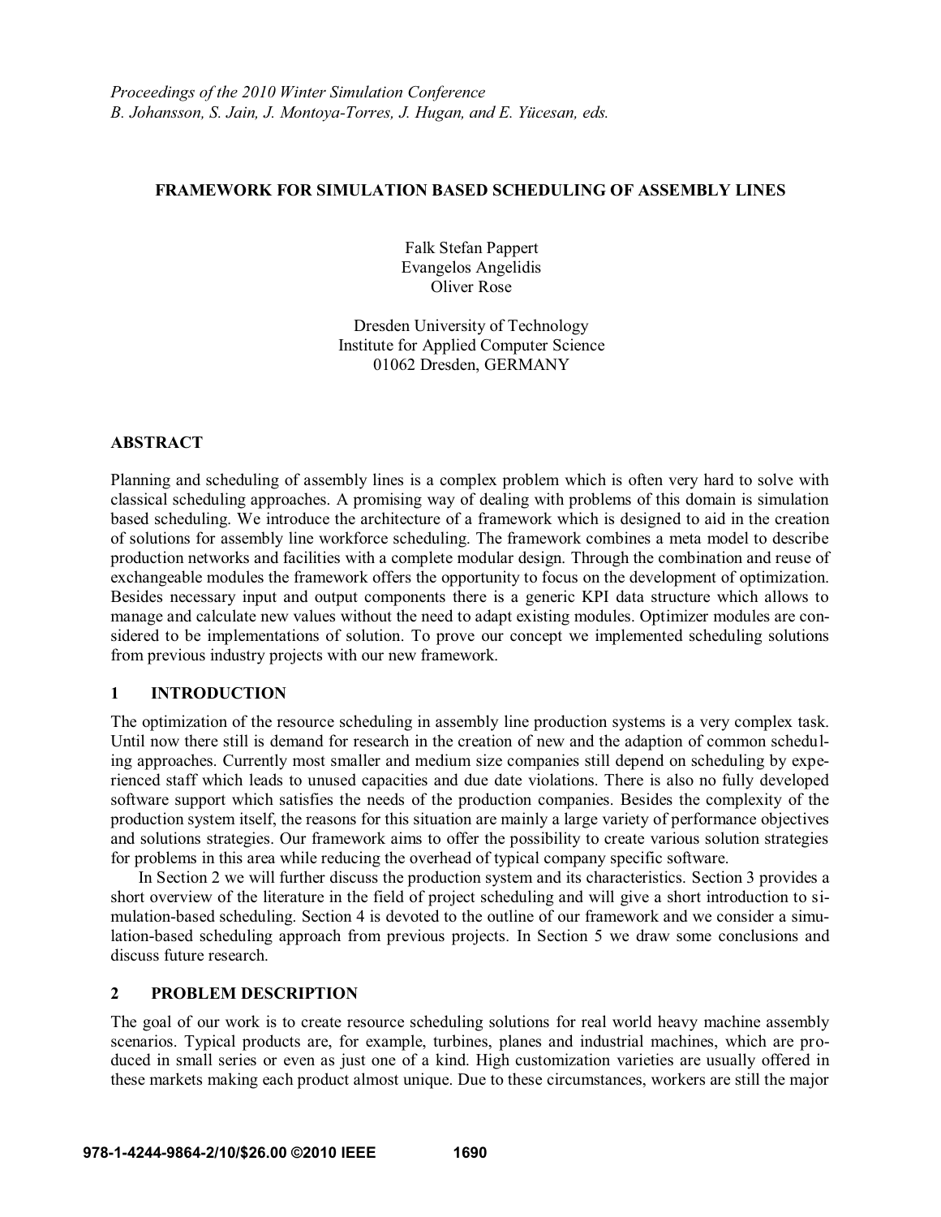*Proceedings of the 2010 Winter Simulation Conference*
*B. Johansson, S. Jain, J. Montoya-Torres, J. Hugan, and E. Yücesan, eds.*

# FRAMEWORK FOR SIMULATION BASED SCHEDULING OF ASSEMBLY LINES

Falk Stefan Pappert
Evangelos Angelidis
Oliver Rose

Dresden University of Technology
Institute for Applied Computer Science
01062 Dresden, GERMANY

## ABSTRACT

Planning and scheduling of assembly lines is a complex problem which is often very hard to solve with classical scheduling approaches. A promising way of dealing with problems of this domain is simulation based scheduling. We introduce the architecture of a framework which is designed to aid in the creation of solutions for assembly line workforce scheduling. The framework combines a meta model to describe production networks and facilities with a complete modular design. Through the combination and reuse of exchangeable modules the framework offers the opportunity to focus on the development of optimization. Besides necessary input and output components there is a generic KPI data structure which allows to manage and calculate new values without the need to adapt existing modules. Optimizer modules are considered to be implementations of solution. To prove our concept we implemented scheduling solutions from previous industry projects with our new framework.

## 1 INTRODUCTION

The optimization of the resource scheduling in assembly line production systems is a very complex task. Until now there still is demand for research in the creation of new and the adaption of common scheduling approaches. Currently most smaller and medium size companies still depend on scheduling by experienced staff which leads to unused capacities and due date violations. There is also no fully developed software support which satisfies the needs of the production companies. Besides the complexity of the production system itself, the reasons for this situation are mainly a large variety of performance objectives and solutions strategies. Our framework aims to offer the possibility to create various solution strategies for problems in this area while reducing the overhead of typical company specific software.

In Section 2 we will further discuss the production system and its characteristics. Section 3 provides a short overview of the literature in the field of project scheduling and will give a short introduction to simulation-based scheduling. Section 4 is devoted to the outline of our framework and we consider a simulation-based scheduling approach from previous projects. In Section 5 we draw some conclusions and discuss future research.

## 2 PROBLEM DESCRIPTION

The goal of our work is to create resource scheduling solutions for real world heavy machine assembly scenarios. Typical products are, for example, turbines, planes and industrial machines, which are produced in small series or even as just one of a kind. High customization varieties are usually offered in these markets making each product almost unique. Due to these circumstances, workers are still the major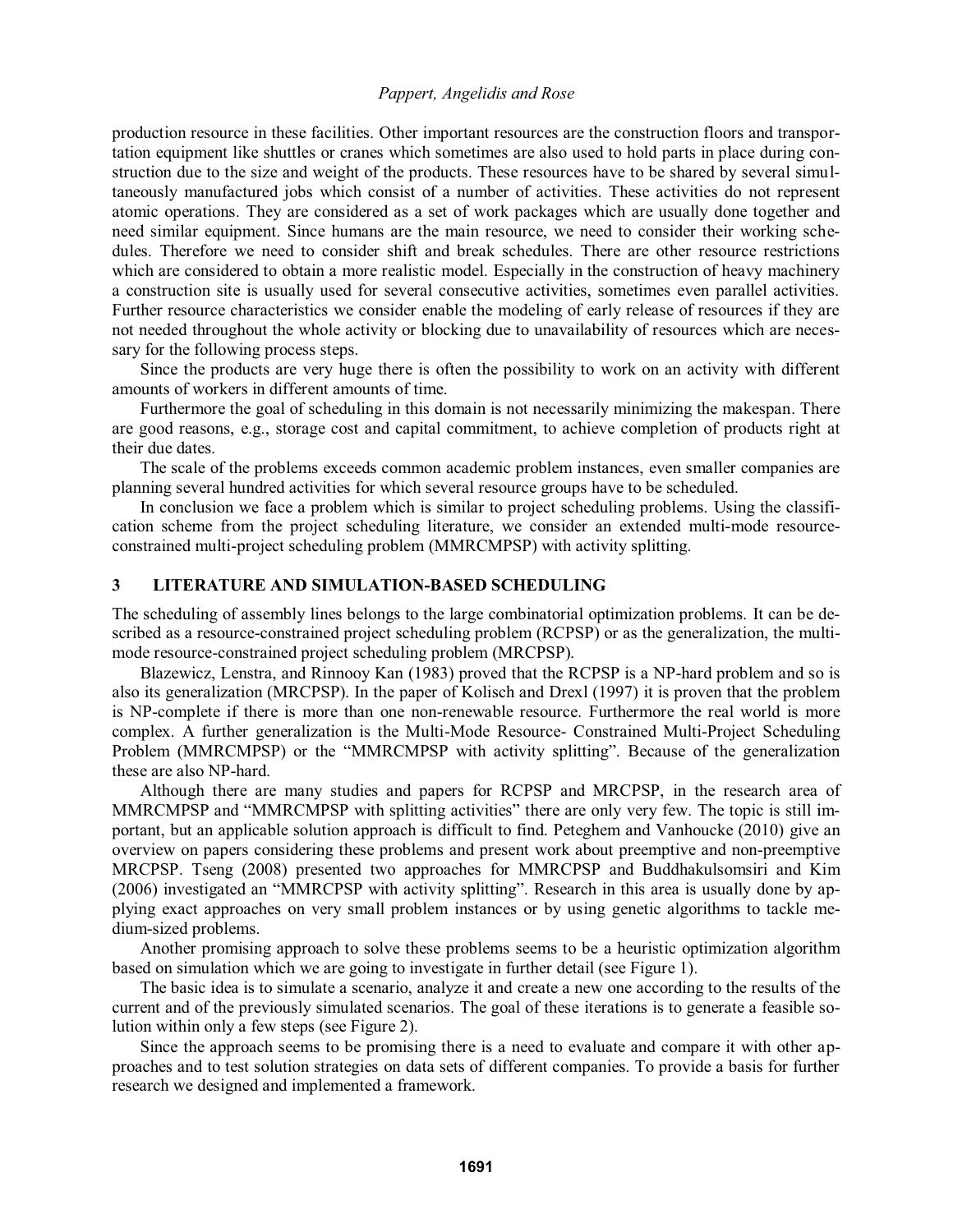production resource in these facilities. Other important resources are the construction floors and transportation equipment like shuttles or cranes which sometimes are also used to hold parts in place during construction due to the size and weight of the products. These resources have to be shared by several simultaneously manufactured jobs which consist of a number of activities. These activities do not represent atomic operations. They are considered as a set of work packages which are usually done together and need similar equipment. Since humans are the main resource, we need to consider their working schedules. Therefore we need to consider shift and break schedules. There are other resource restrictions which are considered to obtain a more realistic model. Especially in the construction of heavy machinery a construction site is usually used for several consecutive activities, sometimes even parallel activities. Further resource characteristics we consider enable the modeling of early release of resources if they are not needed throughout the whole activity or blocking due to unavailability of resources which are necessary for the following process steps.

Since the products are very huge there is often the possibility to work on an activity with different amounts of workers in different amounts of time.

Furthermore the goal of scheduling in this domain is not necessarily minimizing the makespan. There are good reasons, e.g., storage cost and capital commitment, to achieve completion of products right at their due dates.

The scale of the problems exceeds common academic problem instances, even smaller companies are planning several hundred activities for which several resource groups have to be scheduled.

In conclusion we face a problem which is similar to project scheduling problems. Using the classification scheme from the project scheduling literature, we consider an extended multi-mode resource-constrained multi-project scheduling problem (MMRCMPSP) with activity splitting.

## 3 LITERATURE AND SIMULATION-BASED SCHEDULING

The scheduling of assembly lines belongs to the large combinatorial optimization problems. It can be described as a resource-constrained project scheduling problem (RCPSP) or as the generalization, the multi-mode resource-constrained project scheduling problem (MRCPSP).

Blazewicz, Lenstra, and Rinnooy Kan (1983) proved that the RCPSP is a NP-hard problem and so is also its generalization (MRCPSP). In the paper of Kolisch and Drexl (1997) it is proven that the problem is NP-complete if there is more than one non-renewable resource. Furthermore the real world is more complex. A further generalization is the Multi-Mode Resource- Constrained Multi-Project Scheduling Problem (MMRCMPSP) or the "MMRCMPSP with activity splitting". Because of the generalization these are also NP-hard.

Although there are many studies and papers for RCPSP and MRCPSP, in the research area of MMRCMPSP and "MMRCMPSP with splitting activities" there are only very few. The topic is still important, but an applicable solution approach is difficult to find. Peteghem and Vanhoucke (2010) give an overview on papers considering these problems and present work about preemptive and non-preemptive MRCPSP. Tseng (2008) presented two approaches for MMRCPSP and Buddhakulsomsiri and Kim (2006) investigated an "MMRCPSP with activity splitting". Research in this area is usually done by applying exact approaches on very small problem instances or by using genetic algorithms to tackle medium-sized problems.

Another promising approach to solve these problems seems to be a heuristic optimization algorithm based on simulation which we are going to investigate in further detail (see Figure 1).

The basic idea is to simulate a scenario, analyze it and create a new one according to the results of the current and of the previously simulated scenarios. The goal of these iterations is to generate a feasible solution within only a few steps (see Figure 2).

Since the approach seems to be promising there is a need to evaluate and compare it with other approaches and to test solution strategies on data sets of different companies. To provide a basis for further research we designed and implemented a framework.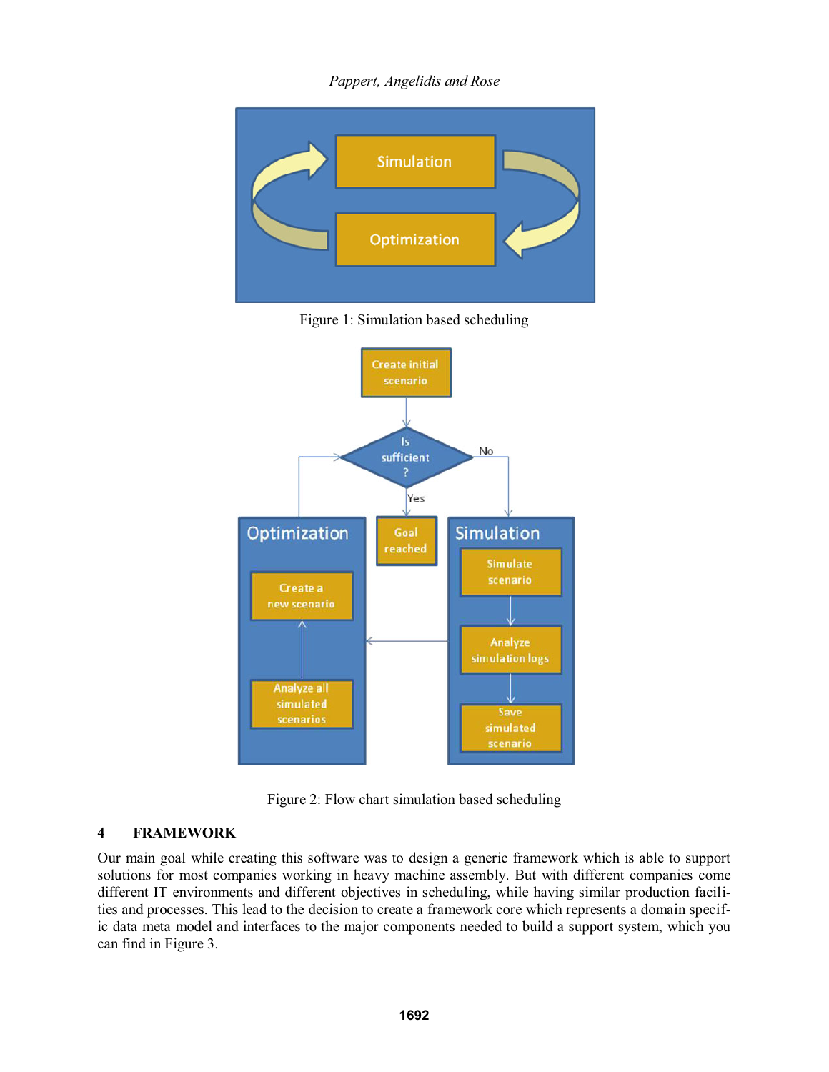Figure 1: Simulation based scheduling

Figure 2: Flow chart simulation based scheduling

## 4 FRAMEWORK

Our main goal while creating this software was to design a generic framework which is able to support solutions for most companies working in heavy machine assembly. But with different companies come different IT environments and different objectives in scheduling, while having similar production facilities and processes. This lead to the decision to create a framework core which represents a domain specific data meta model and interfaces to the major components needed to build a support system, which you can find in Figure 3.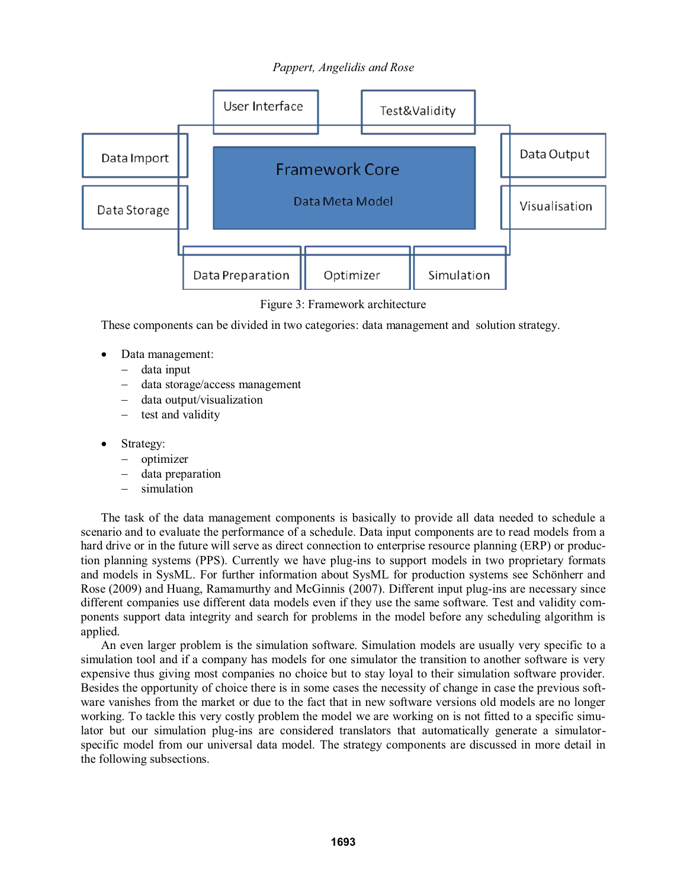Figure 3: Framework architecture

These components can be divided in two categories: data management and solution strategy.

- Data management:
  - data input
  - data storage/access management
  - data output/visualization
  - test and validity

- Strategy:
  - optimizer
  - data preparation
  - simulation

The task of the data management components is basically to provide all data needed to schedule a scenario and to evaluate the performance of a schedule. Data input components are to read models from a hard drive or in the future will serve as direct connection to enterprise resource planning (ERP) or production planning systems (PPS). Currently we have plug-ins to support models in two proprietary formats and models in SysML. For further information about SysML for production systems see Schönherr and Rose (2009) and Huang, Ramamurthy and McGinnis (2007). Different input plug-ins are necessary since different companies use different data models even if they use the same software. Test and validity components support data integrity and search for problems in the model before any scheduling algorithm is applied.

An even larger problem is the simulation software. Simulation models are usually very specific to a simulation tool and if a company has models for one simulator the transition to another software is very expensive thus giving most companies no choice but to stay loyal to their simulation software provider. Besides the opportunity of choice there is in some cases the necessity of change in case the previous software vanishes from the market or due to the fact that in new software versions old models are no longer working. To tackle this very costly problem the model we are working on is not fitted to a specific simulator but our simulation plug-ins are considered translators that automatically generate a simulator-specific model from our universal data model. The strategy components are discussed in more detail in the following subsections.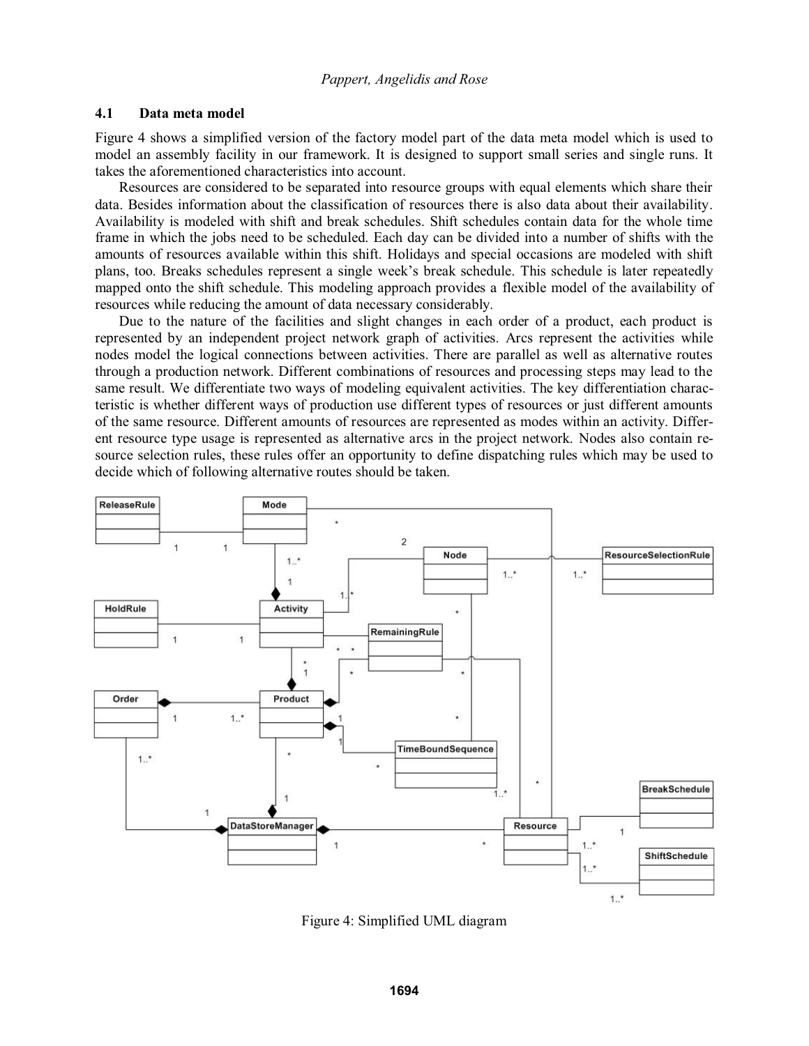### 4.1 Data meta model

Figure 4 shows a simplified version of the factory model part of the data meta model which is used to model an assembly facility in our framework. It is designed to support small series and single runs. It takes the aforementioned characteristics into account.

Resources are considered to be separated into resource groups with equal elements which share their data. Besides information about the classification of resources there is also data about their availability. Availability is modeled with shift and break schedules. Shift schedules contain data for the whole time frame in which the jobs need to be scheduled. Each day can be divided into a number of shifts with the amounts of resources available within this shift. Holidays and special occasions are modeled with shift plans, too. Breaks schedules represent a single week's break schedule. This schedule is later repeatedly mapped onto the shift schedule. This modeling approach provides a flexible model of the availability of resources while reducing the amount of data necessary considerably.

Due to the nature of the facilities and slight changes in each order of a product, each product is represented by an independent project network graph of activities. Arcs represent the activities while nodes model the logical connections between activities. There are parallel as well as alternative routes through a production network. Different combinations of resources and processing steps may lead to the same result. We differentiate two ways of modeling equivalent activities. The key differentiation characteristic is whether different ways of production use different types of resources or just different amounts of the same resource. Different amounts of resources are represented as modes within an activity. Different resource type usage is represented as alternative arcs in the project network. Nodes also contain resource selection rules, these rules offer an opportunity to define dispatching rules which may be used to decide which of following alternative routes should be taken.

Figure 4: Simplified UML diagram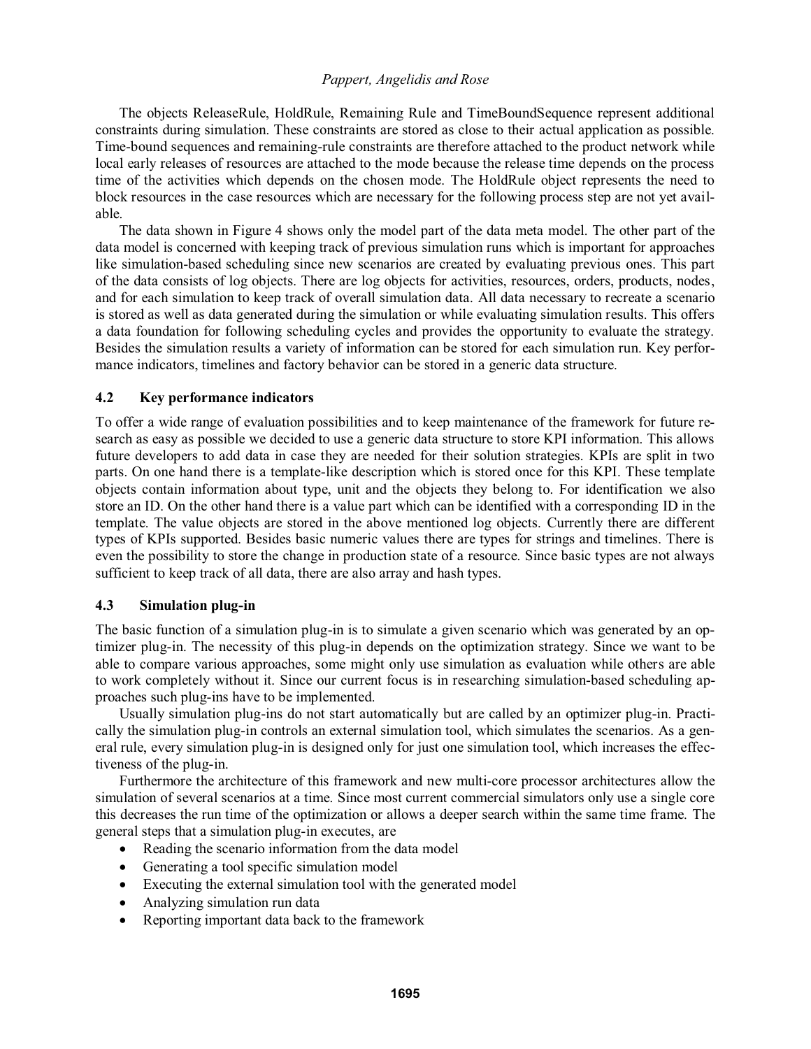The objects ReleaseRule, HoldRule, Remaining Rule and TimeBoundSequence represent additional constraints during simulation. These constraints are stored as close to their actual application as possible. Time-bound sequences and remaining-rule constraints are therefore attached to the product network while local early releases of resources are attached to the mode because the release time depends on the process time of the activities which depends on the chosen mode. The HoldRule object represents the need to block resources in the case resources which are necessary for the following process step are not yet available.

The data shown in Figure 4 shows only the model part of the data meta model. The other part of the data model is concerned with keeping track of previous simulation runs which is important for approaches like simulation-based scheduling since new scenarios are created by evaluating previous ones. This part of the data consists of log objects. There are log objects for activities, resources, orders, products, nodes, and for each simulation to keep track of overall simulation data. All data necessary to recreate a scenario is stored as well as data generated during the simulation or while evaluating simulation results. This offers a data foundation for following scheduling cycles and provides the opportunity to evaluate the strategy. Besides the simulation results a variety of information can be stored for each simulation run. Key performance indicators, timelines and factory behavior can be stored in a generic data structure.

### 4.2 Key performance indicators

To offer a wide range of evaluation possibilities and to keep maintenance of the framework for future research as easy as possible we decided to use a generic data structure to store KPI information. This allows future developers to add data in case they are needed for their solution strategies. KPIs are split in two parts. On one hand there is a template-like description which is stored once for this KPI. These template objects contain information about type, unit and the objects they belong to. For identification we also store an ID. On the other hand there is a value part which can be identified with a corresponding ID in the template. The value objects are stored in the above mentioned log objects. Currently there are different types of KPIs supported. Besides basic numeric values there are types for strings and timelines. There is even the possibility to store the change in production state of a resource. Since basic types are not always sufficient to keep track of all data, there are also array and hash types.

### 4.3 Simulation plug-in

The basic function of a simulation plug-in is to simulate a given scenario which was generated by an optimizer plug-in. The necessity of this plug-in depends on the optimization strategy. Since we want to be able to compare various approaches, some might only use simulation as evaluation while others are able to work completely without it. Since our current focus is in researching simulation-based scheduling approaches such plug-ins have to be implemented.

Usually simulation plug-ins do not start automatically but are called by an optimizer plug-in. Practically the simulation plug-in controls an external simulation tool, which simulates the scenarios. As a general rule, every simulation plug-in is designed only for just one simulation tool, which increases the effectiveness of the plug-in.

Furthermore the architecture of this framework and new multi-core processor architectures allow the simulation of several scenarios at a time. Since most current commercial simulators only use a single core this decreases the run time of the optimization or allows a deeper search within the same time frame. The general steps that a simulation plug-in executes, are

- Reading the scenario information from the data model
- Generating a tool specific simulation model
- Executing the external simulation tool with the generated model
- Analyzing simulation run data
- Reporting important data back to the framework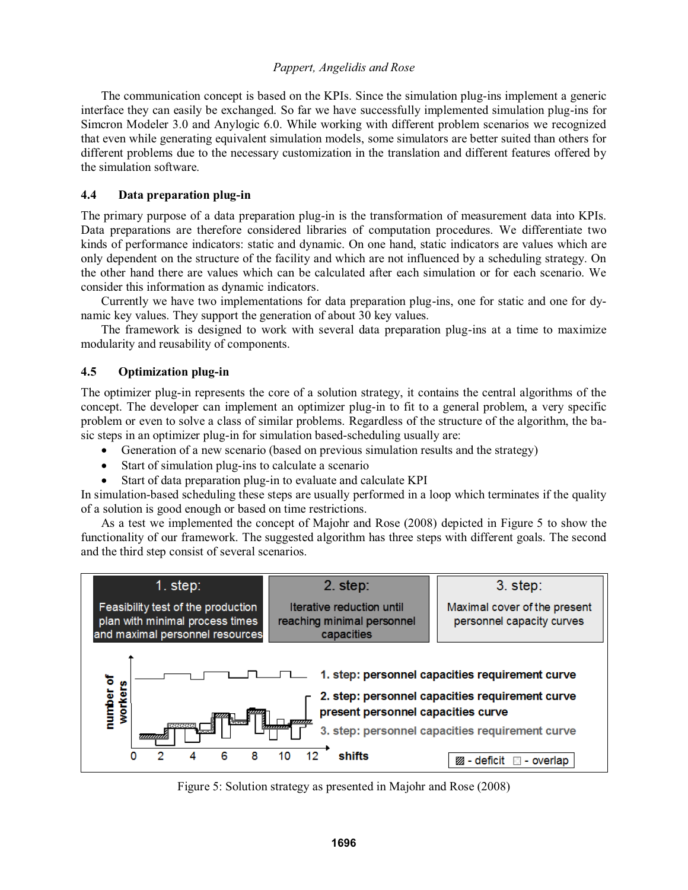The communication concept is based on the KPIs. Since the simulation plug-ins implement a generic interface they can easily be exchanged. So far we have successfully implemented simulation plug-ins for Simcron Modeler 3.0 and Anylogic 6.0. While working with different problem scenarios we recognized that even while generating equivalent simulation models, some simulators are better suited than others for different problems due to the necessary customization in the translation and different features offered by the simulation software.

### 4.4 Data preparation plug-in

The primary purpose of a data preparation plug-in is the transformation of measurement data into KPIs. Data preparations are therefore considered libraries of computation procedures. We differentiate two kinds of performance indicators: static and dynamic. On one hand, static indicators are values which are only dependent on the structure of the facility and which are not influenced by a scheduling strategy. On the other hand there are values which can be calculated after each simulation or for each scenario. We consider this information as dynamic indicators.

Currently we have two implementations for data preparation plug-ins, one for static and one for dynamic key values. They support the generation of about 30 key values.

The framework is designed to work with several data preparation plug-ins at a time to maximize modularity and reusability of components.

### 4.5 Optimization plug-in

The optimizer plug-in represents the core of a solution strategy, it contains the central algorithms of the concept. The developer can implement an optimizer plug-in to fit to a general problem, a very specific problem or even to solve a class of similar problems. Regardless of the structure of the algorithm, the basic steps in an optimizer plug-in for simulation based-scheduling usually are:

- Generation of a new scenario (based on previous simulation results and the strategy)
- Start of simulation plug-ins to calculate a scenario
- Start of data preparation plug-in to evaluate and calculate KPI

In simulation-based scheduling these steps are usually performed in a loop which terminates if the quality of a solution is good enough or based on time restrictions.

As a test we implemented the concept of Majohr and Rose (2008) depicted in Figure 5 to show the functionality of our framework. The suggested algorithm has three steps with different goals. The second and the third step consist of several scenarios.

| 1. step: | 2. step: | 3. step: |
|---|---|---|
| Feasibility test of the production plan with minimal process times and maximal personnel resources | Iterative reduction until reaching minimal personnel capacities | Maximal cover of the present personnel capacity curves |

Figure 5: Solution strategy as presented in Majohr and Rose (2008)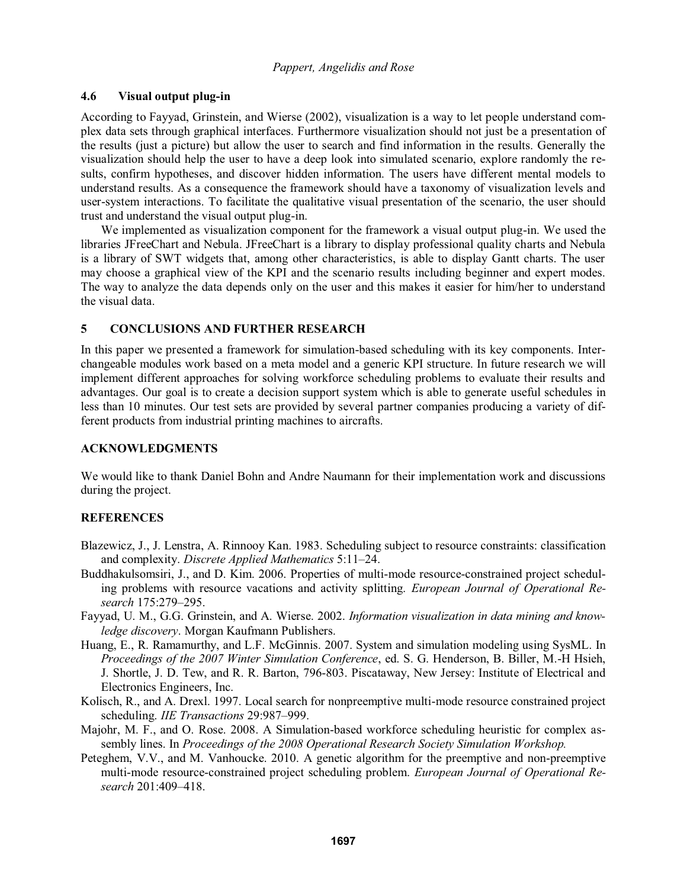### 4.6 Visual output plug-in

According to Fayyad, Grinstein, and Wierse (2002), visualization is a way to let people understand complex data sets through graphical interfaces. Furthermore visualization should not just be a presentation of the results (just a picture) but allow the user to search and find information in the results. Generally the visualization should help the user to have a deep look into simulated scenario, explore randomly the results, confirm hypotheses, and discover hidden information. The users have different mental models to understand results. As a consequence the framework should have a taxonomy of visualization levels and user-system interactions. To facilitate the qualitative visual presentation of the scenario, the user should trust and understand the visual output plug-in.

We implemented as visualization component for the framework a visual output plug-in. We used the libraries JFreeChart and Nebula. JFreeChart is a library to display professional quality charts and Nebula is a library of SWT widgets that, among other characteristics, is able to display Gantt charts. The user may choose a graphical view of the KPI and the scenario results including beginner and expert modes. The way to analyze the data depends only on the user and this makes it easier for him/her to understand the visual data.

## 5 CONCLUSIONS AND FURTHER RESEARCH

In this paper we presented a framework for simulation-based scheduling with its key components. Interchangeable modules work based on a meta model and a generic KPI structure. In future research we will implement different approaches for solving workforce scheduling problems to evaluate their results and advantages. Our goal is to create a decision support system which is able to generate useful schedules in less than 10 minutes. Our test sets are provided by several partner companies producing a variety of different products from industrial printing machines to aircrafts.

## ACKNOWLEDGMENTS

We would like to thank Daniel Bohn and Andre Naumann for their implementation work and discussions during the project.

## REFERENCES

Blazewicz, J., J. Lenstra, A. Rinnooy Kan. 1983. Scheduling subject to resource constraints: classification and complexity. *Discrete Applied Mathematics* 5:11–24.

Buddhakulsomsiri, J., and D. Kim. 2006. Properties of multi-mode resource-constrained project scheduling problems with resource vacations and activity splitting. *European Journal of Operational Research* 175:279–295.

Fayyad, U. M., G.G. Grinstein, and A. Wierse. 2002. *Information visualization in data mining and knowledge discovery*. Morgan Kaufmann Publishers.

Huang, E., R. Ramamurthy, and L.F. McGinnis. 2007. System and simulation modeling using SysML. In *Proceedings of the 2007 Winter Simulation Conference*, ed. S. G. Henderson, B. Biller, M.-H Hsieh, J. Shortle, J. D. Tew, and R. R. Barton, 796-803. Piscataway, New Jersey: Institute of Electrical and Electronics Engineers, Inc.

Kolisch, R., and A. Drexl. 1997. Local search for nonpreemptive multi-mode resource constrained project scheduling. *IIE Transactions* 29:987–999.

Majohr, M. F., and O. Rose. 2008. A Simulation-based workforce scheduling heuristic for complex assembly lines. In *Proceedings of the 2008 Operational Research Society Simulation Workshop.*

Peteghem, V.V., and M. Vanhoucke. 2010. A genetic algorithm for the preemptive and non-preemptive multi-mode resource-constrained project scheduling problem. *European Journal of Operational Research* 201:409–418.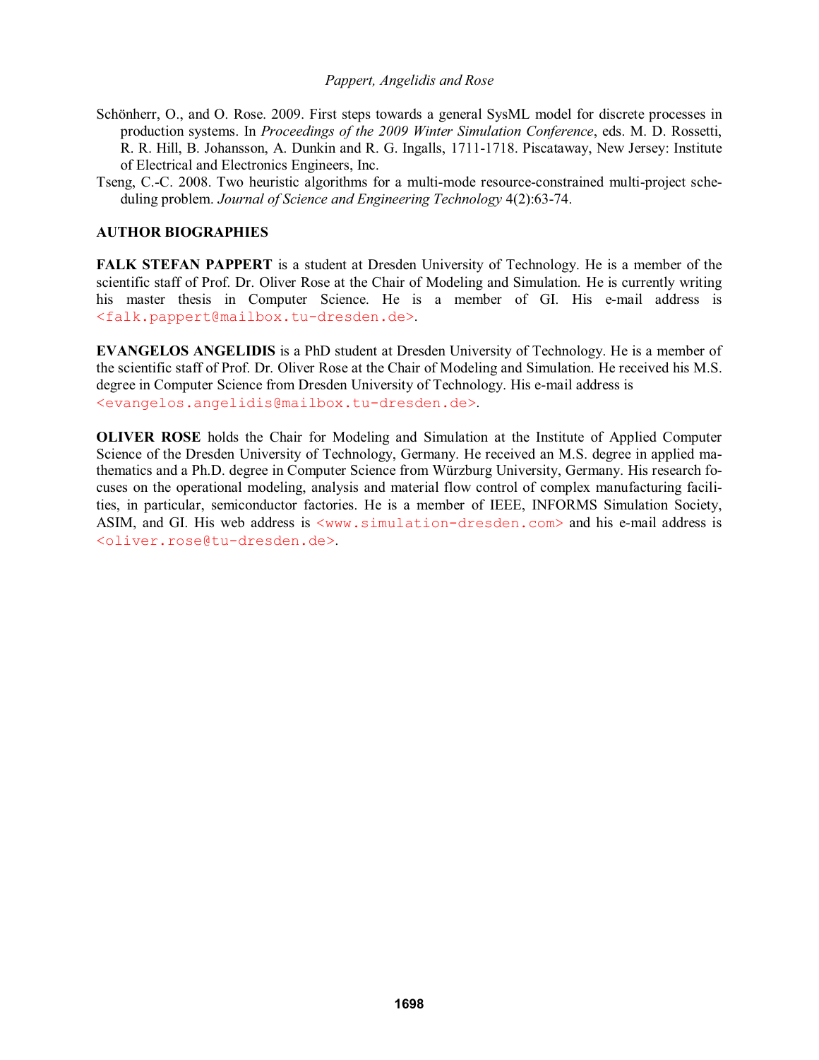Schönherr, O., and O. Rose. 2009. First steps towards a general SysML model for discrete processes in production systems. In *Proceedings of the 2009 Winter Simulation Conference*, eds. M. D. Rossetti, R. R. Hill, B. Johansson, A. Dunkin and R. G. Ingalls, 1711-1718. Piscataway, New Jersey: Institute of Electrical and Electronics Engineers, Inc.

Tseng, C.-C. 2008. Two heuristic algorithms for a multi-mode resource-constrained multi-project scheduling problem. *Journal of Science and Engineering Technology* 4(2):63-74.

## AUTHOR BIOGRAPHIES

**FALK STEFAN PAPPERT** is a student at Dresden University of Technology. He is a member of the scientific staff of Prof. Dr. Oliver Rose at the Chair of Modeling and Simulation. He is currently writing his master thesis in Computer Science. He is a member of GI. His e-mail address is <falk.pappert@mailbox.tu-dresden.de>.

**EVANGELOS ANGELIDIS** is a PhD student at Dresden University of Technology. He is a member of the scientific staff of Prof. Dr. Oliver Rose at the Chair of Modeling and Simulation. He received his M.S. degree in Computer Science from Dresden University of Technology. His e-mail address is <evangelos.angelidis@mailbox.tu-dresden.de>.

**OLIVER ROSE** holds the Chair for Modeling and Simulation at the Institute of Applied Computer Science of the Dresden University of Technology, Germany. He received an M.S. degree in applied mathematics and a Ph.D. degree in Computer Science from Würzburg University, Germany. His research focuses on the operational modeling, analysis and material flow control of complex manufacturing facilities, in particular, semiconductor factories. He is a member of IEEE, INFORMS Simulation Society, ASIM, and GI. His web address is <www.simulation-dresden.com> and his e-mail address is <oliver.rose@tu-dresden.de>.